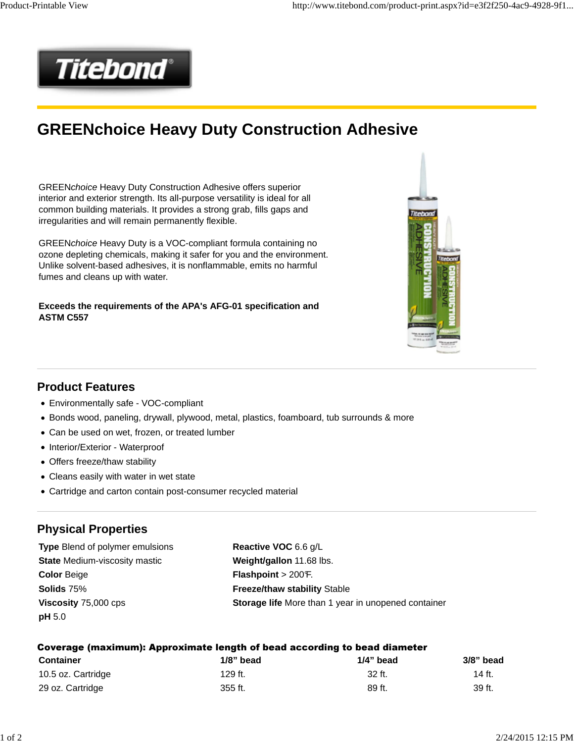# GREENchoice Heavy Duty Construction Adhesive

GREEN*choice* Heavy Duty Construction Adhesive offers superior interior and exterior strength. Its all-purpose versatility is ideal for all common building materials. It provides a strong grab, fills gaps and irregularities and will remain permanently flexible.

GREEN*choice* Heavy Duty is a VOC-compliant formula containing no ozone depleting chemicals, making it safer for you and the environment. Unlike solvent-based adhesives, it is nonflammable, emits no harmful fumes and cleans up with water.

**Exceeds the requirements of the APA's AFG-01 specification and ASTM C557**

## Product Features

- Environmentally safe - VOC-compliant
- Bonds wood, paneling, drywall, plywood, metal, plastics, foamboard, tub surrounds & more
- Can be used on wet, frozen, or treated lumber
- Interior/Exterior - Waterproof
- Offers freeze/thaw stability
- Cleans easily with water in wet state
- Cartridge and carton contain post-consumer recycled material

## Physical Properties

**Type** Blend of polymer emulsions
**State** Medium-viscosity mastic
**Color** Beige
**Solids** 75%
**Viscosity** 75,000 cps
**pH** 5.0

**Reactive VOC** 6.6 g/L
**Weight/gallon** 11.68 lbs.
**Flashpoint** > 200°F.
**Freeze/thaw stability** Stable
**Storage life** More than 1 year in unopened container

**Coverage (maximum): Approximate length of bead according to bead diameter**

| Container | 1/8" bead | 1/4" bead | 3/8" bead |
|---|---|---|---|
| 10.5 oz. Cartridge | 129 ft. | 32 ft. | 14 ft. |
| 29 oz. Cartridge | 355 ft. | 89 ft. | 39 ft. |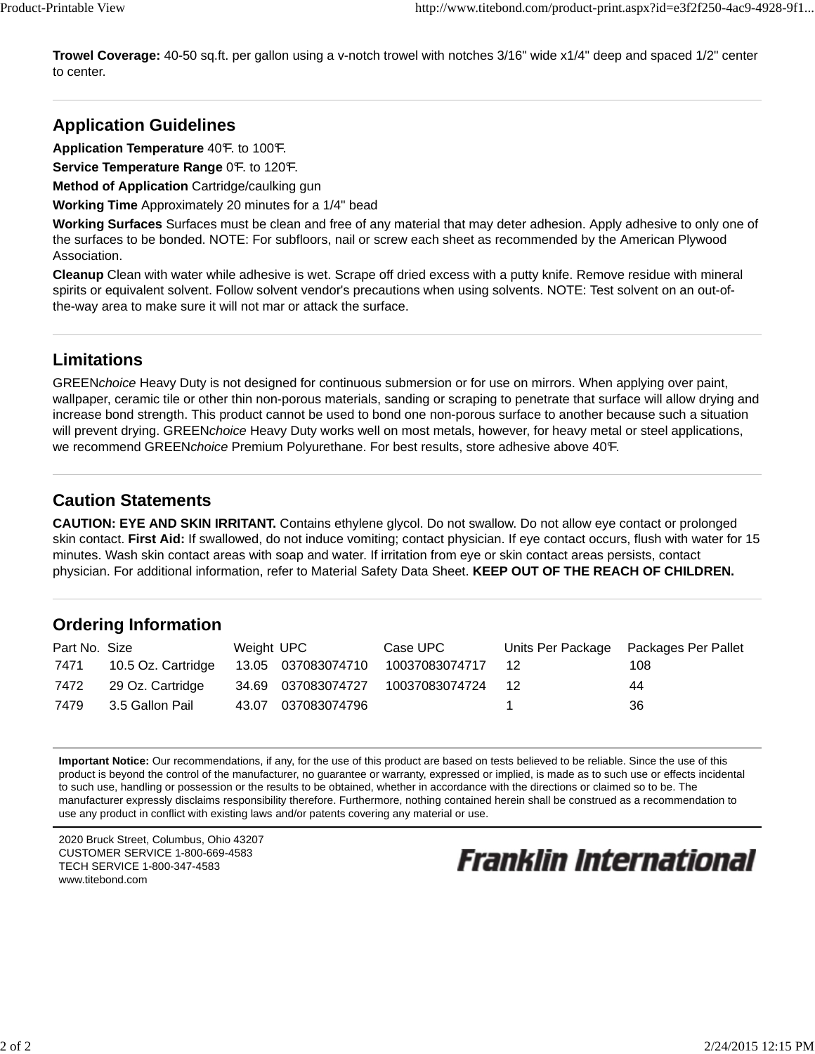**Trowel Coverage:** 40-50 sq.ft. per gallon using a v-notch trowel with notches 3/16" wide x1/4" deep and spaced 1/2" center to center.

## Application Guidelines

**Application Temperature** 40°F. to 100°F.

**Service Temperature Range** 0°F. to 120°F.

**Method of Application** Cartridge/caulking gun

**Working Time** Approximately 20 minutes for a 1/4" bead

**Working Surfaces** Surfaces must be clean and free of any material that may deter adhesion. Apply adhesive to only one of the surfaces to be bonded. NOTE: For subfloors, nail or screw each sheet as recommended by the American Plywood Association.

**Cleanup** Clean with water while adhesive is wet. Scrape off dried excess with a putty knife. Remove residue with mineral spirits or equivalent solvent. Follow solvent vendor's precautions when using solvents. NOTE: Test solvent on an out-of-the-way area to make sure it will not mar or attack the surface.

## Limitations

GREEN*choice* Heavy Duty is not designed for continuous submersion or for use on mirrors. When applying over paint, wallpaper, ceramic tile or other thin non-porous materials, sanding or scraping to penetrate that surface will allow drying and increase bond strength. This product cannot be used to bond one non-porous surface to another because such a situation will prevent drying. GREEN*choice* Heavy Duty works well on most metals, however, for heavy metal or steel applications, we recommend GREEN*choice* Premium Polyurethane. For best results, store adhesive above 40°F.

## Caution Statements

**CAUTION: EYE AND SKIN IRRITANT.** Contains ethylene glycol. Do not swallow. Do not allow eye contact or prolonged skin contact. **First Aid:** If swallowed, do not induce vomiting; contact physician. If eye contact occurs, flush with water for 15 minutes. Wash skin contact areas with soap and water. If irritation from eye or skin contact areas persists, contact physician. For additional information, refer to Material Safety Data Sheet. **KEEP OUT OF THE REACH OF CHILDREN.**

## Ordering Information

| Part No. | Size | Weight | UPC | Case UPC | Units Per Package | Packages Per Pallet |
|---|---|---|---|---|---|---|
| 7471 | 10.5 Oz. Cartridge | 13.05 | 037083074710 | 10037083074717 | 12 | 108 |
| 7472 | 29 Oz. Cartridge | 34.69 | 037083074727 | 10037083074724 | 12 | 44 |
| 7479 | 3.5 Gallon Pail | 43.07 | 037083074796 | | 1 | 36 |

**Important Notice:** Our recommendations, if any, for the use of this product are based on tests believed to be reliable. Since the use of this product is beyond the control of the manufacturer, no guarantee or warranty, expressed or implied, is made as to such use or effects incidental to such use, handling or possession or the results to be obtained, whether in accordance with the directions or claimed so to be. The manufacturer expressly disclaims responsibility therefore. Furthermore, nothing contained herein shall be construed as a recommendation to use any product in conflict with existing laws and/or patents covering any material or use.

2020 Bruck Street, Columbus, Ohio 43207
CUSTOMER SERVICE 1-800-669-4583
TECH SERVICE 1-800-347-4583
www.titebond.com

Franklin International